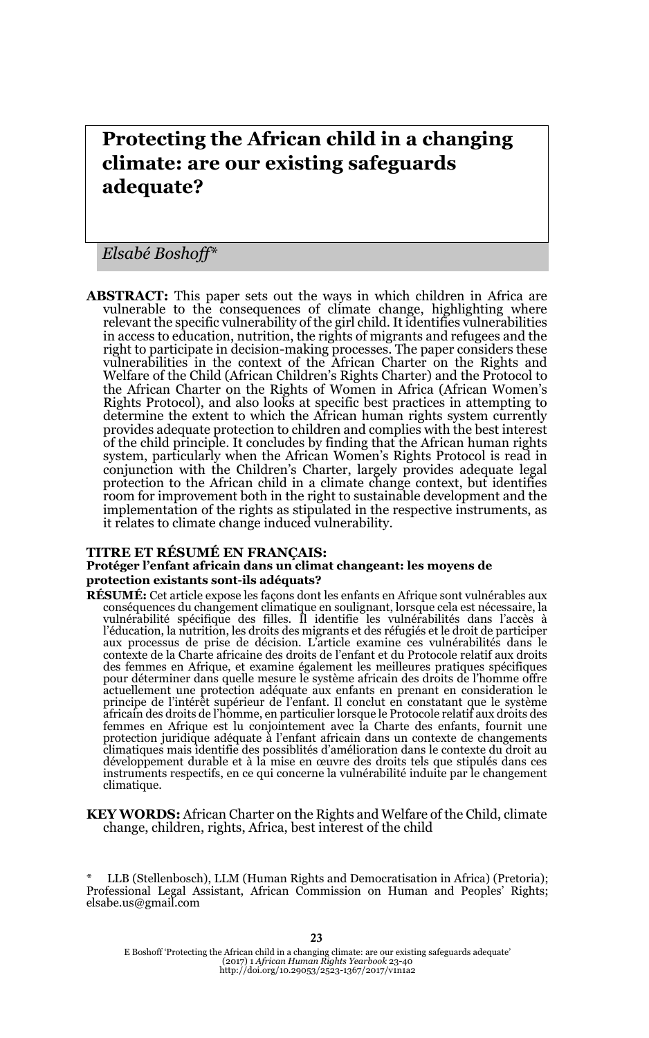# Protecting the African child in a changing climate: are our existing safeguards adequate?

*Elsabé Boshoff\**

**ABSTRACT:** This paper sets out the ways in which children in Africa are vulnerable to the consequences of climate change, highlighting where relevant the specific vulnerability of the girl child. It identifies vulnerabilities in access to education, nutrition, the rights of migrants and refugees and the right to participate in decision-making processes. The paper considers these vulnerabilities in the context of the African Charter on the Rights and Welfare of the Child (African Children's Rights Charter) and the Protocol to the African Charter on the Rights of Women in Africa (African Women's Rights Protocol), and also looks at specific best practices in attempting to determine the extent to which the African human rights system currently provides adequate protection to children and complies with the best interest of the child principle. It concludes by finding that the African human rights system, particularly when the African Women's Rights Protocol is read in conjunction with the Children's Charter, largely provides adequate legal protection to the African child in a climate change context, but identifies room for improvement both in the right to sustainable development and the implementation of the rights as stipulated in the respective instruments, as it relates to climate change induced vulnerability.

**TITRE ET RÉSUMÉ EN FRANÇAIS:**
**Protéger l'enfant africain dans un climat changeant: les moyens de protection existants sont-ils adéquats?**

**RÉSUMÉ:** Cet article expose les façons dont les enfants en Afrique sont vulnérables aux conséquences du changement climatique en soulignant, lorsque cela est nécessaire, la vulnérabilité spécifique des filles. Il identifie les vulnérabilités dans l'accès à l'éducation, la nutrition, les droits des migrants et des réfugiés et le droit de participer aux processus de prise de décision. L'article examine ces vulnérabilités dans le contexte de la Charte africaine des droits de l'enfant et du Protocole relatif aux droits des femmes en Afrique, et examine également les meilleures pratiques spécifiques pour déterminer dans quelle mesure le système africain des droits de l'homme offre actuellement une protection adéquate aux enfants en prenant en consideration le principe de l'intérêt supérieur de l'enfant. Il conclut en constatant que le système africain des droits de l'homme, en particulier lorsque le Protocole relatif aux droits des femmes en Afrique est lu conjointement avec la Charte des enfants, fournit une protection juridique adéquate à l'enfant africain dans un contexte de changements climatiques mais identifie des possiblités d'amélioration dans le contexte du droit au développement durable et à la mise en œuvre des droits tels que stipulés dans ces instruments respectifs, en ce qui concerne la vulnérabilité induite par le changement climatique.

**KEY WORDS:** African Charter on the Rights and Welfare of the Child, climate change, children, rights, Africa, best interest of the child

\* LLB (Stellenbosch), LLM (Human Rights and Democratisation in Africa) (Pretoria); Professional Legal Assistant, African Commission on Human and Peoples' Rights; elsabe.us@gmail.com

E Boshoff 'Protecting the African child in a changing climate: are our existing safeguards adequate' (2017) 1 *African Human Rights Yearbook* 23-40
http://doi.org/10.29053/2523-1367/2017/v1n1a2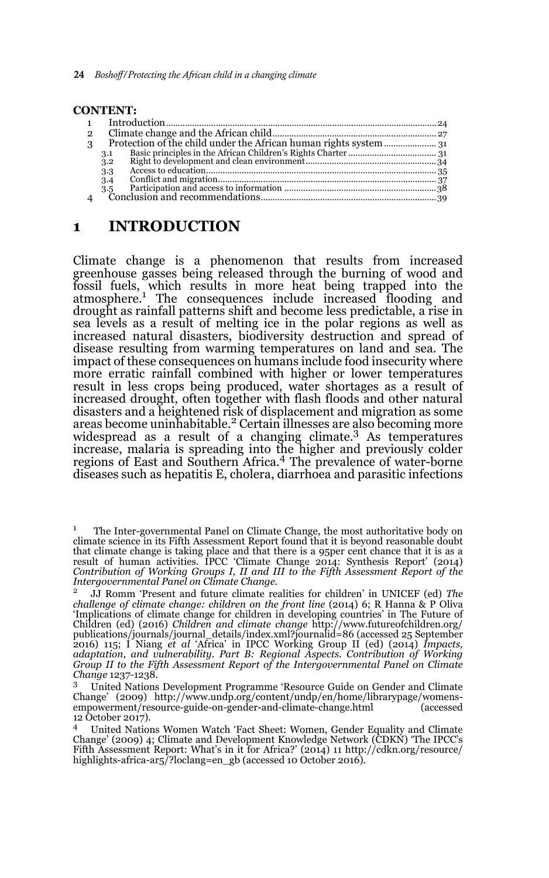**CONTENT:**

1 Introduction .......... 24
2 Climate change and the African child .......... 27
3 Protection of the child under the African human rights system .......... 31
  3.1 Basic principles in the African Children's Rights Charter .......... 31
  3.2 Right to development and clean environment .......... 34
  3.3 Access to education .......... 35
  3.4 Conflict and migration .......... 37
  3.5 Participation and access to information .......... 38
4 Conclusion and recommendations .......... 39

# 1 INTRODUCTION

Climate change is a phenomenon that results from increased greenhouse gasses being released through the burning of wood and fossil fuels, which results in more heat being trapped into the atmosphere.[1] The consequences include increased flooding and drought as rainfall patterns shift and become less predictable, a rise in sea levels as a result of melting ice in the polar regions as well as increased natural disasters, biodiversity destruction and spread of disease resulting from warming temperatures on land and sea. The impact of these consequences on humans include food insecurity where more erratic rainfall combined with higher or lower temperatures result in less crops being produced, water shortages as a result of increased drought, often together with flash floods and other natural disasters and a heightened risk of displacement and migration as some areas become uninhabitable.[2] Certain illnesses are also becoming more widespread as a result of a changing climate.[3] As temperatures increase, malaria is spreading into the higher and previously colder regions of East and Southern Africa.[4] The prevalence of water-borne diseases such as hepatitis E, cholera, diarrhoea and parasitic infections

---

[1] The Inter-governmental Panel on Climate Change, the most authoritative body on climate science in its Fifth Assessment Report found that it is beyond reasonable doubt that climate change is taking place and that there is a 95per cent chance that it is as a result of human activities. IPCC 'Climate Change 2014: Synthesis Report' (2014) *Contribution of Working Groups I, II and III to the Fifth Assessment Report of the Intergovernmental Panel on Climate Change*.

[2] JJ Romm 'Present and future climate realities for children' in UNICEF (ed) *The challenge of climate change: children on the front line* (2014) 6; R Hanna & P Oliva 'Implications of climate change for children in developing countries' in The Future of Children (ed) (2016) *Children and climate change* http://www.futureofchildren.org/publications/journals/journal_details/index.xml?journalid=86 (accessed 25 September 2016) 115; I Niang *et al* 'Africa' in IPCC Working Group II (ed) (2014) *Impacts, adaptation, and vulnerability. Part B: Regional Aspects. Contribution of Working Group II to the Fifth Assessment Report of the Intergovernmental Panel on Climate Change* 1237-1238.

[3] United Nations Development Programme 'Resource Guide on Gender and Climate Change' (2009) http://www.undp.org/content/undp/en/home/librarypage/womens-empowerment/resource-guide-on-gender-and-climate-change.html (accessed 12 October 2017).

[4] United Nations Women Watch 'Fact Sheet: Women, Gender Equality and Climate Change' (2009) 4; Climate and Development Knowledge Network (CDKN) 'The IPCC's Fifth Assessment Report: What's in it for Africa?' (2014) 11 http://cdkn.org/resource/highlights-africa-ar5/?loclang=en_gb (accessed 10 October 2016).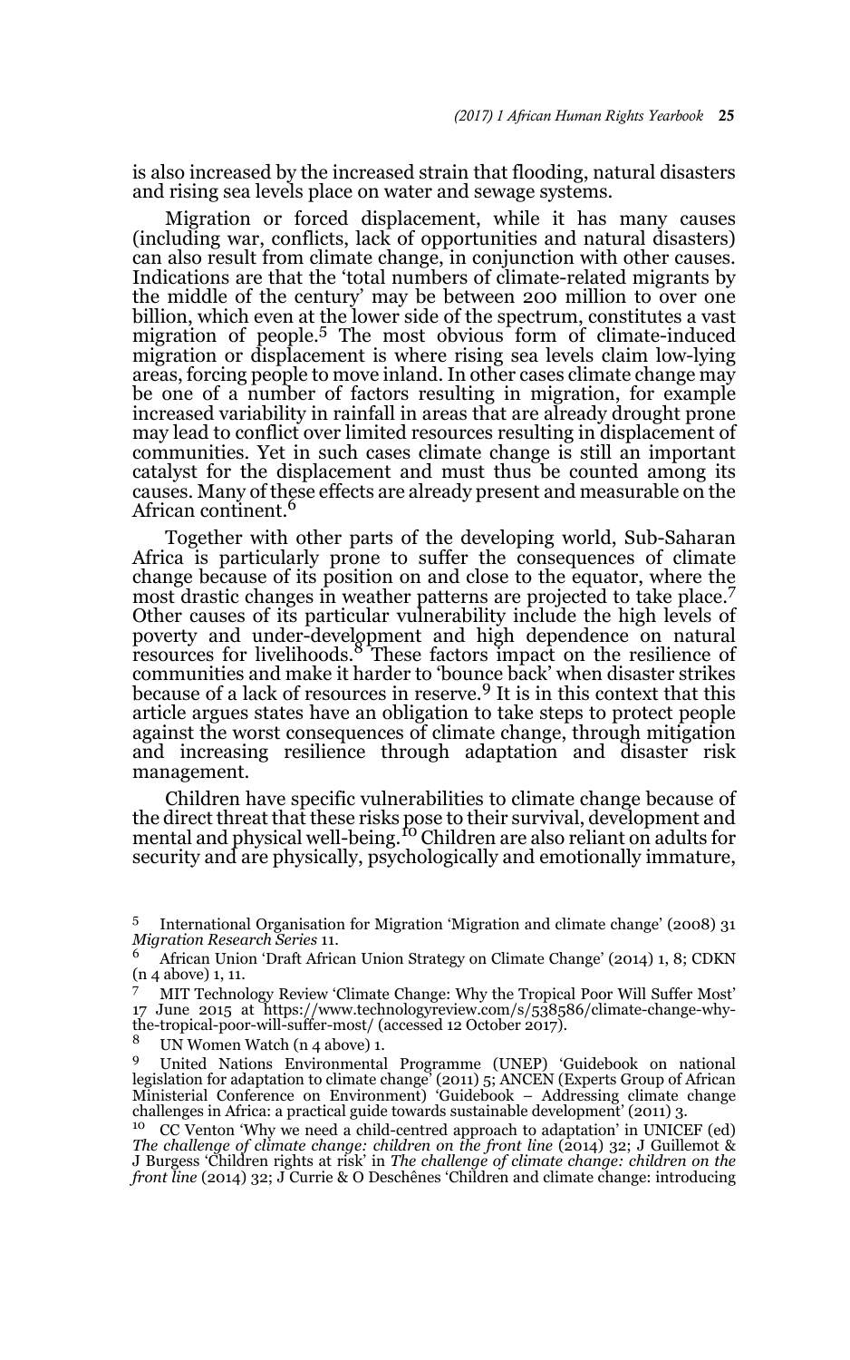is also increased by the increased strain that flooding, natural disasters and rising sea levels place on water and sewage systems.

Migration or forced displacement, while it has many causes (including war, conflicts, lack of opportunities and natural disasters) can also result from climate change, in conjunction with other causes. Indications are that the 'total numbers of climate-related migrants by the middle of the century' may be between 200 million to over one billion, which even at the lower side of the spectrum, constitutes a vast migration of people.[5] The most obvious form of climate-induced migration or displacement is where rising sea levels claim low-lying areas, forcing people to move inland. In other cases climate change may be one of a number of factors resulting in migration, for example increased variability in rainfall in areas that are already drought prone may lead to conflict over limited resources resulting in displacement of communities. Yet in such cases climate change is still an important catalyst for the displacement and must thus be counted among its causes. Many of these effects are already present and measurable on the African continent.[6]

Together with other parts of the developing world, Sub-Saharan Africa is particularly prone to suffer the consequences of climate change because of its position on and close to the equator, where the most drastic changes in weather patterns are projected to take place.[7] Other causes of its particular vulnerability include the high levels of poverty and under-development and high dependence on natural resources for livelihoods.[8] These factors impact on the resilience of communities and make it harder to 'bounce back' when disaster strikes because of a lack of resources in reserve.[9] It is in this context that this article argues states have an obligation to take steps to protect people against the worst consequences of climate change, through mitigation and increasing resilience through adaptation and disaster risk management.

Children have specific vulnerabilities to climate change because of the direct threat that these risks pose to their survival, development and mental and physical well-being.[10] Children are also reliant on adults for security and are physically, psychologically and emotionally immature,

---

5 International Organisation for Migration 'Migration and climate change' (2008) 31 *Migration Research Series* 11.

6 African Union 'Draft African Union Strategy on Climate Change' (2014) 1, 8; CDKN (n 4 above) 1, 11.

7 MIT Technology Review 'Climate Change: Why the Tropical Poor Will Suffer Most' 17 June 2015 at https://www.technologyreview.com/s/538586/climate-change-why-the-tropical-poor-will-suffer-most/ (accessed 12 October 2017).

8 UN Women Watch (n 4 above) 1.

9 United Nations Environmental Programme (UNEP) 'Guidebook on national legislation for adaptation to climate change' (2011) 5; ANCEN (Experts Group of African Ministerial Conference on Environment) 'Guidebook – Addressing climate change challenges in Africa: a practical guide towards sustainable development' (2011) 3.

10 CC Venton 'Why we need a child-centred approach to adaptation' in UNICEF (ed) *The challenge of climate change: children on the front line* (2014) 32; J Guillemot & J Burgess 'Children rights at risk' in *The challenge of climate change: children on the front line* (2014) 32; J Currie & O Deschênes 'Children and climate change: introducing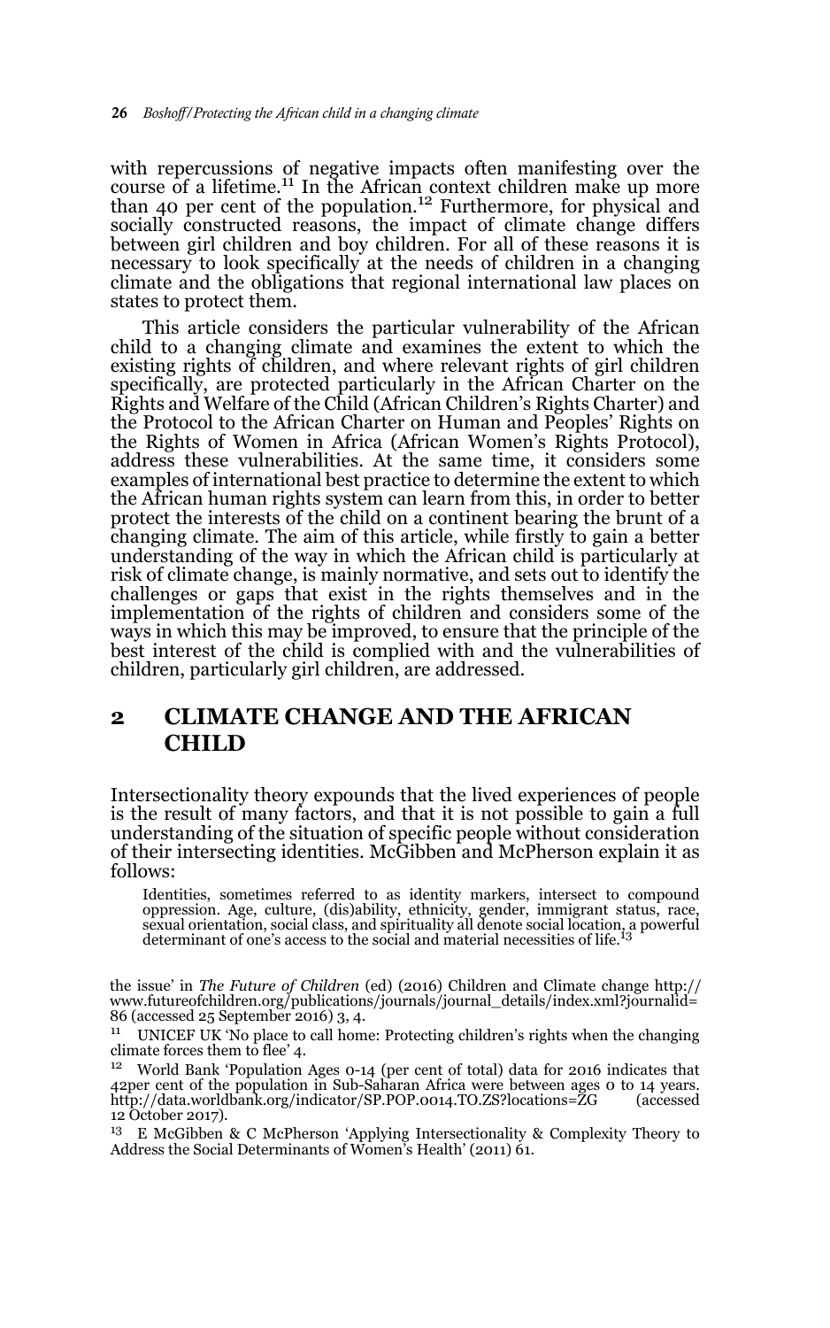with repercussions of negative impacts often manifesting over the course of a lifetime.[11] In the African context children make up more than 40 per cent of the population.[12] Furthermore, for physical and socially constructed reasons, the impact of climate change differs between girl children and boy children. For all of these reasons it is necessary to look specifically at the needs of children in a changing climate and the obligations that regional international law places on states to protect them.

This article considers the particular vulnerability of the African child to a changing climate and examines the extent to which the existing rights of children, and where relevant rights of girl children specifically, are protected particularly in the African Charter on the Rights and Welfare of the Child (African Children's Rights Charter) and the Protocol to the African Charter on Human and Peoples' Rights on the Rights of Women in Africa (African Women's Rights Protocol), address these vulnerabilities. At the same time, it considers some examples of international best practice to determine the extent to which the African human rights system can learn from this, in order to better protect the interests of the child on a continent bearing the brunt of a changing climate. The aim of this article, while firstly to gain a better understanding of the way in which the African child is particularly at risk of climate change, is mainly normative, and sets out to identify the challenges or gaps that exist in the rights themselves and in the implementation of the rights of children and considers some of the ways in which this may be improved, to ensure that the principle of the best interest of the child is complied with and the vulnerabilities of children, particularly girl children, are addressed.

## 2 CLIMATE CHANGE AND THE AFRICAN CHILD

Intersectionality theory expounds that the lived experiences of people is the result of many factors, and that it is not possible to gain a full understanding of the situation of specific people without consideration of their intersecting identities. McGibben and McPherson explain it as follows:

> Identities, sometimes referred to as identity markers, intersect to compound oppression. Age, culture, (dis)ability, ethnicity, gender, immigrant status, race, sexual orientation, social class, and spirituality all denote social location, a powerful determinant of one's access to the social and material necessities of life.[13]

the issue' in *The Future of Children* (ed) (2016) Children and Climate change http://www.futureofchildren.org/publications/journals/journal_details/index.xml?journalid=86 (accessed 25 September 2016) 3, 4.

[11] UNICEF UK 'No place to call home: Protecting children's rights when the changing climate forces them to flee' 4.

[12] World Bank 'Population Ages 0-14 (per cent of total) data for 2016 indicates that 42per cent of the population in Sub-Saharan Africa were between ages 0 to 14 years. http://data.worldbank.org/indicator/SP.POP.0014.TO.ZS?locations=ZG (accessed 12 October 2017).

[13] E McGibben & C McPherson 'Applying Intersectionality & Complexity Theory to Address the Social Determinants of Women's Health' (2011) 61.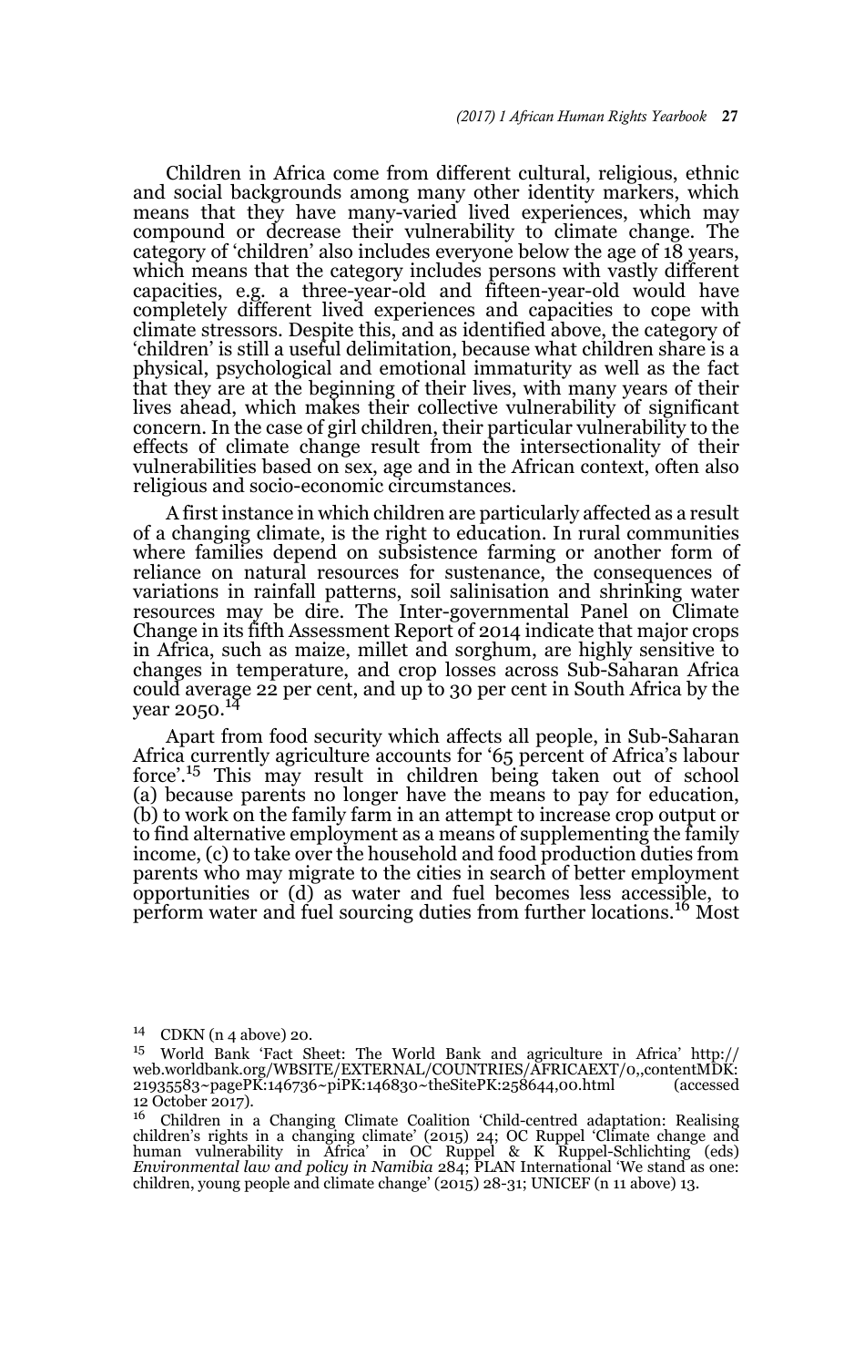Children in Africa come from different cultural, religious, ethnic and social backgrounds among many other identity markers, which means that they have many-varied lived experiences, which may compound or decrease their vulnerability to climate change. The category of 'children' also includes everyone below the age of 18 years, which means that the category includes persons with vastly different capacities, e.g. a three-year-old and fifteen-year-old would have completely different lived experiences and capacities to cope with climate stressors. Despite this, and as identified above, the category of 'children' is still a useful delimitation, because what children share is a physical, psychological and emotional immaturity as well as the fact that they are at the beginning of their lives, with many years of their lives ahead, which makes their collective vulnerability of significant concern. In the case of girl children, their particular vulnerability to the effects of climate change result from the intersectionality of their vulnerabilities based on sex, age and in the African context, often also religious and socio-economic circumstances.

A first instance in which children are particularly affected as a result of a changing climate, is the right to education. In rural communities where families depend on subsistence farming or another form of reliance on natural resources for sustenance, the consequences of variations in rainfall patterns, soil salinisation and shrinking water resources may be dire. The Inter-governmental Panel on Climate Change in its fifth Assessment Report of 2014 indicate that major crops in Africa, such as maize, millet and sorghum, are highly sensitive to changes in temperature, and crop losses across Sub-Saharan Africa could average 22 per cent, and up to 30 per cent in South Africa by the year 2050.[14]

Apart from food security which affects all people, in Sub-Saharan Africa currently agriculture accounts for '65 percent of Africa's labour force'.[15] This may result in children being taken out of school (a) because parents no longer have the means to pay for education, (b) to work on the family farm in an attempt to increase crop output or to find alternative employment as a means of supplementing the family income, (c) to take over the household and food production duties from parents who may migrate to the cities in search of better employment opportunities or (d) as water and fuel becomes less accessible, to perform water and fuel sourcing duties from further locations.[16] Most

---

[14] CDKN (n 4 above) 20.

[15] World Bank 'Fact Sheet: The World Bank and agriculture in Africa' http://web.worldbank.org/WBSITE/EXTERNAL/COUNTRIES/AFRICAEXT/0,,contentMDK:21935583~pagePK:146736~piPK:146830~theSitePK:258644,00.html (accessed 12 October 2017).

[16] Children in a Changing Climate Coalition 'Child-centred adaptation: Realising children's rights in a changing climate' (2015) 24; OC Ruppel 'Climate change and human vulnerability in Africa' in OC Ruppel & K Ruppel-Schlichting (eds) *Environmental law and policy in Namibia* 284; PLAN International 'We stand as one: children, young people and climate change' (2015) 28-31; UNICEF (n 11 above) 13.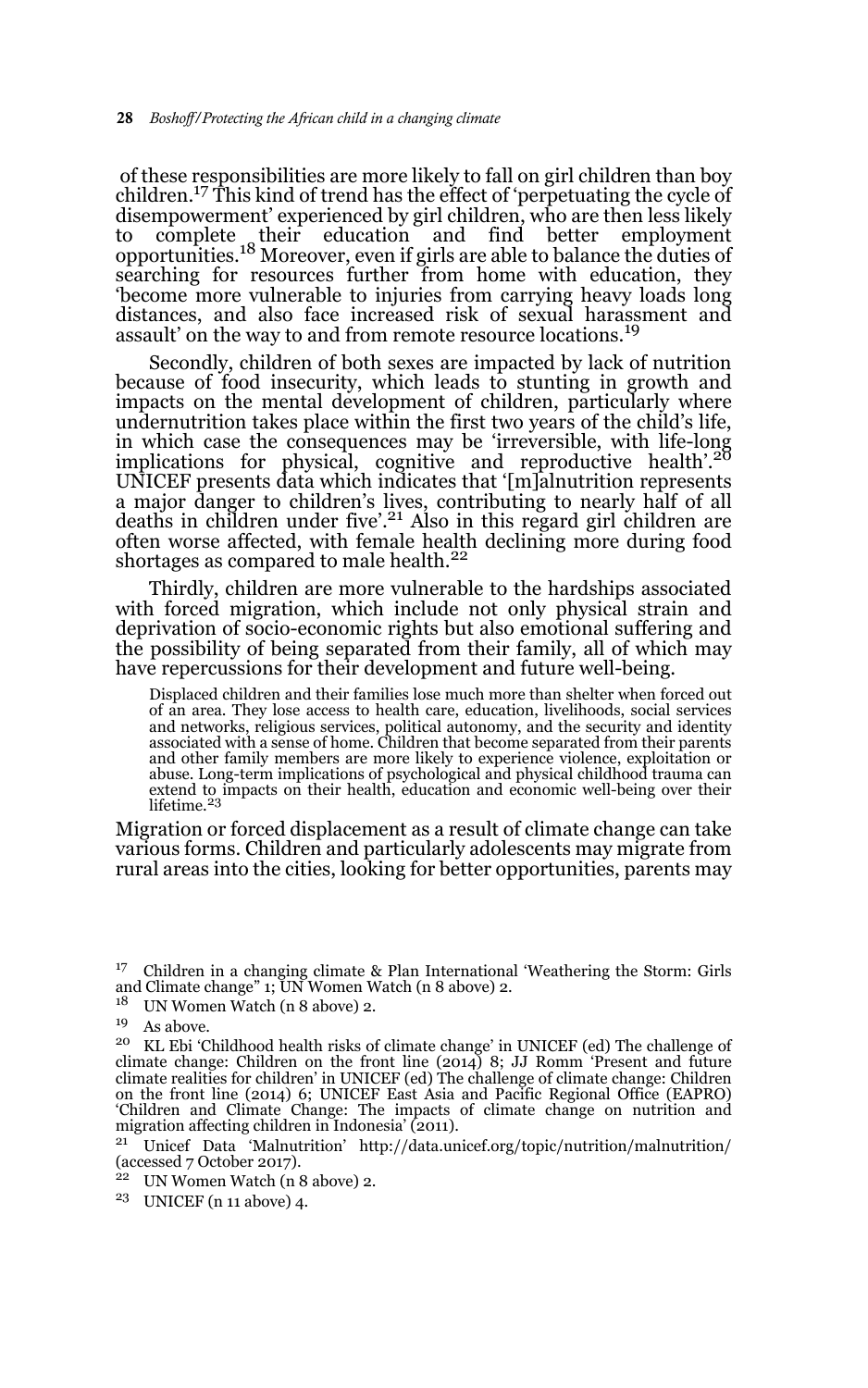of these responsibilities are more likely to fall on girl children than boy children.[17] This kind of trend has the effect of 'perpetuating the cycle of disempowerment' experienced by girl children, who are then less likely to complete their education and find better employment opportunities.[18] Moreover, even if girls are able to balance the duties of searching for resources further from home with education, they 'become more vulnerable to injuries from carrying heavy loads long distances, and also face increased risk of sexual harassment and assault' on the way to and from remote resource locations.[19]

Secondly, children of both sexes are impacted by lack of nutrition because of food insecurity, which leads to stunting in growth and impacts on the mental development of children, particularly where undernutrition takes place within the first two years of the child's life, in which case the consequences may be 'irreversible, with life-long implications for physical, cognitive and reproductive health'.[20] UNICEF presents data which indicates that '[m]alnutrition represents a major danger to children's lives, contributing to nearly half of all deaths in children under five'.[21] Also in this regard girl children are often worse affected, with female health declining more during food shortages as compared to male health.[22]

Thirdly, children are more vulnerable to the hardships associated with forced migration, which include not only physical strain and deprivation of socio-economic rights but also emotional suffering and the possibility of being separated from their family, all of which may have repercussions for their development and future well-being.

> Displaced children and their families lose much more than shelter when forced out of an area. They lose access to health care, education, livelihoods, social services and networks, religious services, political autonomy, and the security and identity associated with a sense of home. Children that become separated from their parents and other family members are more likely to experience violence, exploitation or abuse. Long-term implications of psychological and physical childhood trauma can extend to impacts on their health, education and economic well-being over their lifetime.[23]

Migration or forced displacement as a result of climate change can take various forms. Children and particularly adolescents may migrate from rural areas into the cities, looking for better opportunities, parents may

---

[17] Children in a changing climate & Plan International 'Weathering the Storm: Girls and Climate change" 1; UN Women Watch (n 8 above) 2.

[18] UN Women Watch (n 8 above) 2.

[19] As above.

[20] KL Ebi 'Childhood health risks of climate change' in UNICEF (ed) The challenge of climate change: Children on the front line (2014) 8; JJ Romm 'Present and future climate realities for children' in UNICEF (ed) The challenge of climate change: Children on the front line (2014) 6; UNICEF East Asia and Pacific Regional Office (EAPRO) 'Children and Climate Change: The impacts of climate change on nutrition and migration affecting children in Indonesia' (2011).

[21] Unicef Data 'Malnutrition' http://data.unicef.org/topic/nutrition/malnutrition/ (accessed 7 October 2017).

[22] UN Women Watch (n 8 above) 2.

[23] UNICEF (n 11 above) 4.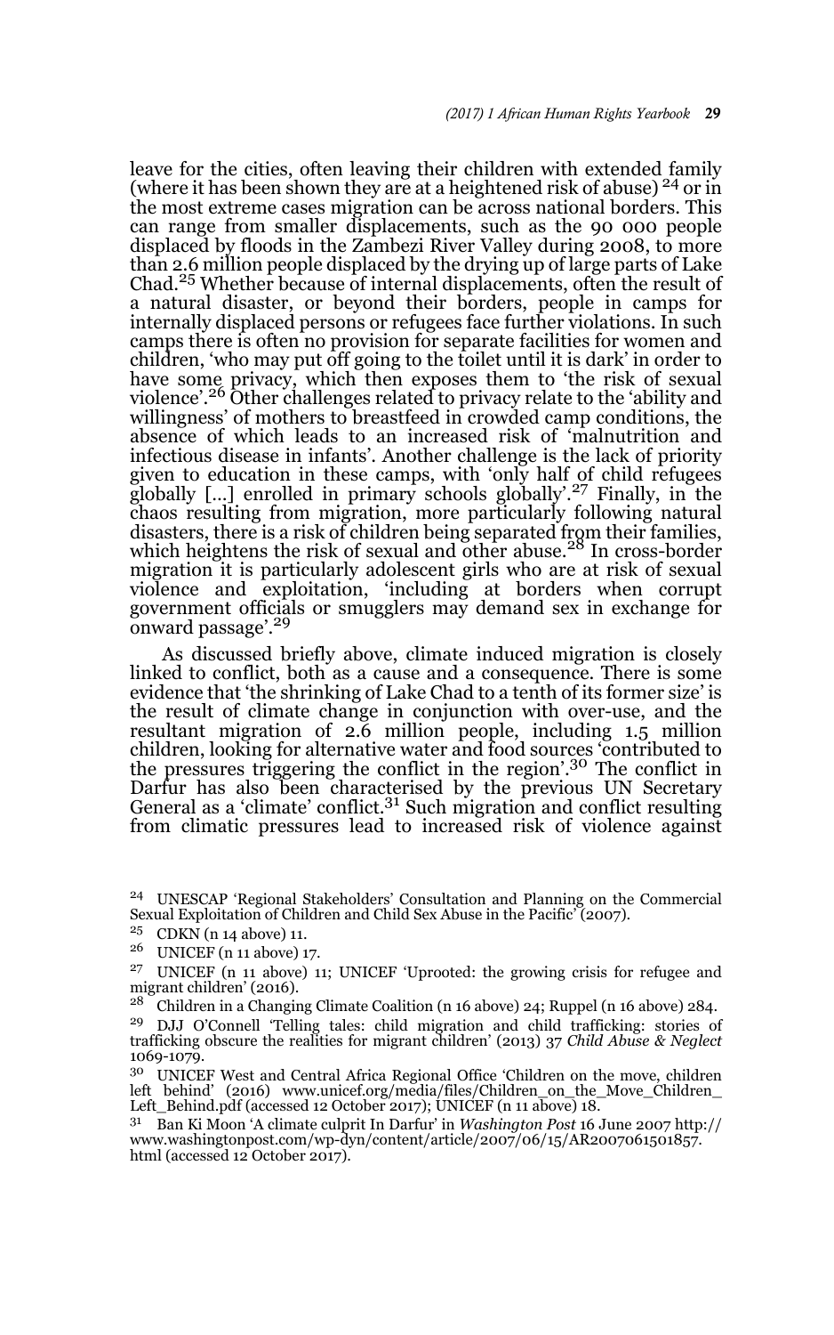leave for the cities, often leaving their children with extended family (where it has been shown they are at a heightened risk of abuse) [24] or in the most extreme cases migration can be across national borders. This can range from smaller displacements, such as the 90 000 people displaced by floods in the Zambezi River Valley during 2008, to more than 2.6 million people displaced by the drying up of large parts of Lake Chad.[25] Whether because of internal displacements, often the result of a natural disaster, or beyond their borders, people in camps for internally displaced persons or refugees face further violations. In such camps there is often no provision for separate facilities for women and children, 'who may put off going to the toilet until it is dark' in order to have some privacy, which then exposes them to 'the risk of sexual violence'.[26] Other challenges related to privacy relate to the 'ability and willingness' of mothers to breastfeed in crowded camp conditions, the absence of which leads to an increased risk of 'malnutrition and infectious disease in infants'. Another challenge is the lack of priority given to education in these camps, with 'only half of child refugees globally [...] enrolled in primary schools globally'.[27] Finally, in the chaos resulting from migration, more particularly following natural disasters, there is a risk of children being separated from their families, which heightens the risk of sexual and other abuse.[28] In cross-border migration it is particularly adolescent girls who are at risk of sexual violence and exploitation, 'including at borders when corrupt government officials or smugglers may demand sex in exchange for onward passage'.[29]

As discussed briefly above, climate induced migration is closely linked to conflict, both as a cause and a consequence. There is some evidence that 'the shrinking of Lake Chad to a tenth of its former size' is the result of climate change in conjunction with over-use, and the resultant migration of 2.6 million people, including 1.5 million children, looking for alternative water and food sources 'contributed to the pressures triggering the conflict in the region'.[30] The conflict in Darfur has also been characterised by the previous UN Secretary General as a 'climate' conflict.[31] Such migration and conflict resulting from climatic pressures lead to increased risk of violence against

---

[24] UNESCAP 'Regional Stakeholders' Consultation and Planning on the Commercial Sexual Exploitation of Children and Child Sex Abuse in the Pacific' (2007).

[25] CDKN (n 14 above) 11.

[26] UNICEF (n 11 above) 17.

[27] UNICEF (n 11 above) 11; UNICEF 'Uprooted: the growing crisis for refugee and migrant children' (2016).

[28] Children in a Changing Climate Coalition (n 16 above) 24; Ruppel (n 16 above) 284.

[29] DJJ O'Connell 'Telling tales: child migration and child trafficking: stories of trafficking obscure the realities for migrant children' (2013) 37 *Child Abuse & Neglect* 1069-1079.

[30] UNICEF West and Central Africa Regional Office 'Children on the move, children left behind' (2016) www.unicef.org/media/files/Children_on_the_Move_Children_Left_Behind.pdf (accessed 12 October 2017); UNICEF (n 11 above) 18.

[31] Ban Ki Moon 'A climate culprit In Darfur' in *Washington Post* 16 June 2007 http://www.washingtonpost.com/wp-dyn/content/article/2007/06/15/AR2007061501857.html (accessed 12 October 2017).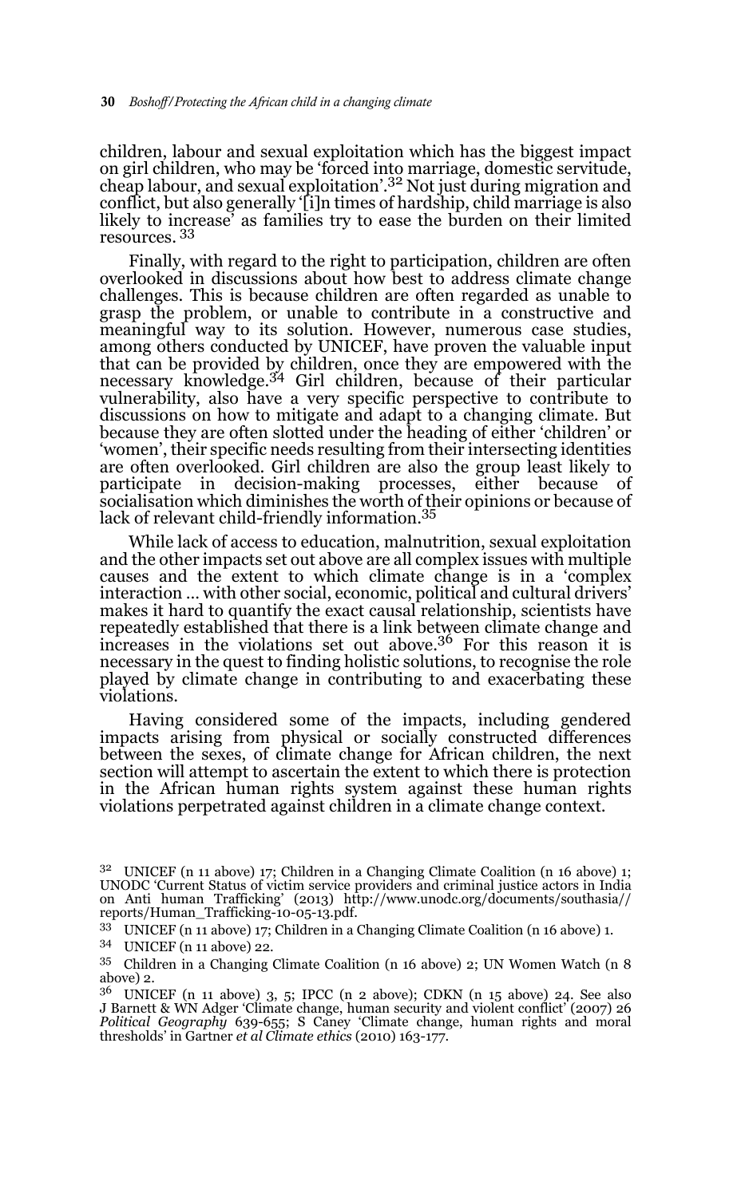children, labour and sexual exploitation which has the biggest impact on girl children, who may be 'forced into marriage, domestic servitude, cheap labour, and sexual exploitation'.[32] Not just during migration and conflict, but also generally '[i]n times of hardship, child marriage is also likely to increase' as families try to ease the burden on their limited resources. [33]

Finally, with regard to the right to participation, children are often overlooked in discussions about how best to address climate change challenges. This is because children are often regarded as unable to grasp the problem, or unable to contribute in a constructive and meaningful way to its solution. However, numerous case studies, among others conducted by UNICEF, have proven the valuable input that can be provided by children, once they are empowered with the necessary knowledge.[34] Girl children, because of their particular vulnerability, also have a very specific perspective to contribute to discussions on how to mitigate and adapt to a changing climate. But because they are often slotted under the heading of either 'children' or 'women', their specific needs resulting from their intersecting identities are often overlooked. Girl children are also the group least likely to participate in decision-making processes, either because of socialisation which diminishes the worth of their opinions or because of lack of relevant child-friendly information.[35]

While lack of access to education, malnutrition, sexual exploitation and the other impacts set out above are all complex issues with multiple causes and the extent to which climate change is in a 'complex interaction … with other social, economic, political and cultural drivers' makes it hard to quantify the exact causal relationship, scientists have repeatedly established that there is a link between climate change and increases in the violations set out above.[36] For this reason it is necessary in the quest to finding holistic solutions, to recognise the role played by climate change in contributing to and exacerbating these violations.

Having considered some of the impacts, including gendered impacts arising from physical or socially constructed differences between the sexes, of climate change for African children, the next section will attempt to ascertain the extent to which there is protection in the African human rights system against these human rights violations perpetrated against children in a climate change context.

---

32 UNICEF (n 11 above) 17; Children in a Changing Climate Coalition (n 16 above) 1; UNODC 'Current Status of victim service providers and criminal justice actors in India on Anti human Trafficking' (2013) http://www.unodc.org/documents/southasia//reports/Human_Trafficking-10-05-13.pdf.

33 UNICEF (n 11 above) 17; Children in a Changing Climate Coalition (n 16 above) 1.

34 UNICEF (n 11 above) 22.

35 Children in a Changing Climate Coalition (n 16 above) 2; UN Women Watch (n 8 above) 2.

36 UNICEF (n 11 above) 3, 5; IPCC (n 2 above); CDKN (n 15 above) 24. See also J Barnett & WN Adger 'Climate change, human security and violent conflict' (2007) 26 *Political Geography* 639-655; S Caney 'Climate change, human rights and moral thresholds' in Gartner *et al Climate ethics* (2010) 163-177.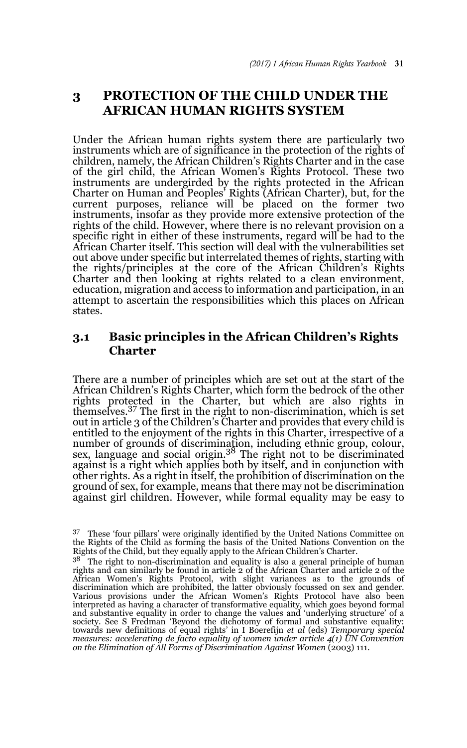## 3 PROTECTION OF THE CHILD UNDER THE AFRICAN HUMAN RIGHTS SYSTEM

Under the African human rights system there are particularly two instruments which are of significance in the protection of the rights of children, namely, the African Children's Rights Charter and in the case of the girl child, the African Women's Rights Protocol. These two instruments are undergirded by the rights protected in the African Charter on Human and Peoples' Rights (African Charter), but, for the current purposes, reliance will be placed on the former two instruments, insofar as they provide more extensive protection of the rights of the child. However, where there is no relevant provision on a specific right in either of these instruments, regard will be had to the African Charter itself. This section will deal with the vulnerabilities set out above under specific but interrelated themes of rights, starting with the rights/principles at the core of the African Children's Rights Charter and then looking at rights related to a clean environment, education, migration and access to information and participation, in an attempt to ascertain the responsibilities which this places on African states.

### 3.1 Basic principles in the African Children's Rights Charter

There are a number of principles which are set out at the start of the African Children's Rights Charter, which form the bedrock of the other rights protected in the Charter, but which are also rights in themselves.[37] The first in the right to non-discrimination, which is set out in article 3 of the Children's Charter and provides that every child is entitled to the enjoyment of the rights in this Charter, irrespective of a number of grounds of discrimination, including ethnic group, colour, sex, language and social origin.[38] The right not to be discriminated against is a right which applies both by itself, and in conjunction with other rights. As a right in itself, the prohibition of discrimination on the ground of sex, for example, means that there may not be discrimination against girl children. However, while formal equality may be easy to

---

[37] These 'four pillars' were originally identified by the United Nations Committee on the Rights of the Child as forming the basis of the United Nations Convention on the Rights of the Child, but they equally apply to the African Children's Charter.

[38] The right to non-discrimination and equality is also a general principle of human rights and can similarly be found in article 2 of the African Charter and article 2 of the African Women's Rights Protocol, with slight variances as to the grounds of discrimination which are prohibited, the latter obviously focussed on sex and gender. Various provisions under the African Women's Rights Protocol have also been interpreted as having a character of transformative equality, which goes beyond formal and substantive equality in order to change the values and 'underlying structure' of a society. See S Fredman 'Beyond the dichotomy of formal and substantive equality: towards new definitions of equal rights' in I Boerefijn *et al* (eds) *Temporary special measures: accelerating de facto equality of women under article 4(1) UN Convention on the Elimination of All Forms of Discrimination Against Women* (2003) 111.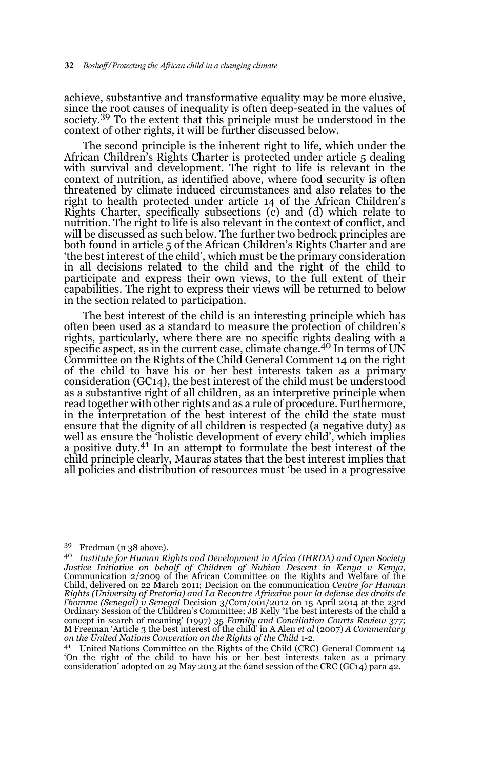achieve, substantive and transformative equality may be more elusive, since the root causes of inequality is often deep-seated in the values of society.[39] To the extent that this principle must be understood in the context of other rights, it will be further discussed below.

The second principle is the inherent right to life, which under the African Children's Rights Charter is protected under article 5 dealing with survival and development. The right to life is relevant in the context of nutrition, as identified above, where food security is often threatened by climate induced circumstances and also relates to the right to health protected under article 14 of the African Children's Rights Charter, specifically subsections (c) and (d) which relate to nutrition. The right to life is also relevant in the context of conflict, and will be discussed as such below. The further two bedrock principles are both found in article 5 of the African Children's Rights Charter and are 'the best interest of the child', which must be the primary consideration in all decisions related to the child and the right of the child to participate and express their own views, to the full extent of their capabilities. The right to express their views will be returned to below in the section related to participation.

The best interest of the child is an interesting principle which has often been used as a standard to measure the protection of children's rights, particularly, where there are no specific rights dealing with a specific aspect, as in the current case, climate change.[40] In terms of UN Committee on the Rights of the Child General Comment 14 on the right of the child to have his or her best interests taken as a primary consideration (GC14), the best interest of the child must be understood as a substantive right of all children, as an interpretive principle when read together with other rights and as a rule of procedure. Furthermore, in the interpretation of the best interest of the child the state must ensure that the dignity of all children is respected (a negative duty) as well as ensure the 'holistic development of every child', which implies a positive duty.[41] In an attempt to formulate the best interest of the child principle clearly, Mauras states that the best interest implies that all policies and distribution of resources must 'be used in a progressive

---

[39] Fredman (n 38 above).

[40] *Institute for Human Rights and Development in Africa (IHRDA) and Open Society Justice Initiative on behalf of Children of Nubian Descent in Kenya v Kenya*, Communication 2/2009 of the African Committee on the Rights and Welfare of the Child, delivered on 22 March 2011; Decision on the communication *Centre for Human Rights (University of Pretoria) and La Recontre Africaine pour la defense des droits de l'homme (Senegal) v Senegal* Decision 3/Com/001/2012 on 15 April 2014 at the 23rd Ordinary Session of the Children's Committee; JB Kelly 'The best interests of the child a concept in search of meaning' (1997) 35 *Family and Conciliation Courts Review* 377; M Freeman 'Article 3 the best interest of the child' in A Alen *et al* (2007) *A Commentary on the United Nations Convention on the Rights of the Child* 1-2.

[41] United Nations Committee on the Rights of the Child (CRC) General Comment 14 'On the right of the child to have his or her best interests taken as a primary consideration' adopted on 29 May 2013 at the 62nd session of the CRC (GC14) para 42.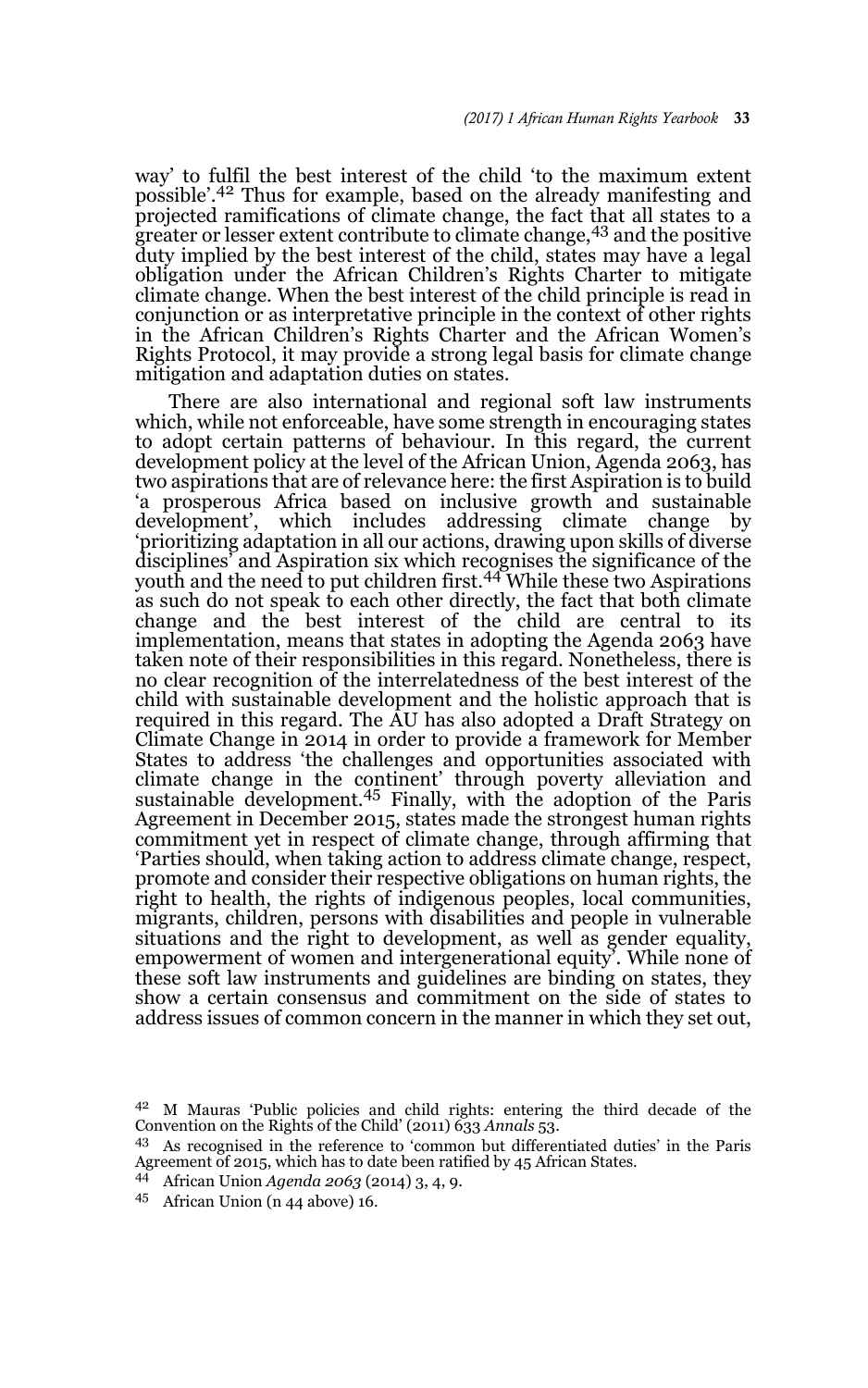way' to fulfil the best interest of the child 'to the maximum extent possible'.[42] Thus for example, based on the already manifesting and projected ramifications of climate change, the fact that all states to a greater or lesser extent contribute to climate change,[43] and the positive duty implied by the best interest of the child, states may have a legal obligation under the African Children's Rights Charter to mitigate climate change. When the best interest of the child principle is read in conjunction or as interpretative principle in the context of other rights in the African Children's Rights Charter and the African Women's Rights Protocol, it may provide a strong legal basis for climate change mitigation and adaptation duties on states.

There are also international and regional soft law instruments which, while not enforceable, have some strength in encouraging states to adopt certain patterns of behaviour. In this regard, the current development policy at the level of the African Union, Agenda 2063, has two aspirations that are of relevance here: the first Aspiration is to build 'a prosperous Africa based on inclusive growth and sustainable development', which includes addressing climate change by 'prioritizing adaptation in all our actions, drawing upon skills of diverse disciplines' and Aspiration six which recognises the significance of the youth and the need to put children first.[44] While these two Aspirations as such do not speak to each other directly, the fact that both climate change and the best interest of the child are central to its implementation, means that states in adopting the Agenda 2063 have taken note of their responsibilities in this regard. Nonetheless, there is no clear recognition of the interrelatedness of the best interest of the child with sustainable development and the holistic approach that is required in this regard. The AU has also adopted a Draft Strategy on Climate Change in 2014 in order to provide a framework for Member States to address 'the challenges and opportunities associated with climate change in the continent' through poverty alleviation and sustainable development.[45] Finally, with the adoption of the Paris Agreement in December 2015, states made the strongest human rights commitment yet in respect of climate change, through affirming that 'Parties should, when taking action to address climate change, respect, promote and consider their respective obligations on human rights, the right to health, the rights of indigenous peoples, local communities, migrants, children, persons with disabilities and people in vulnerable situations and the right to development, as well as gender equality, empowerment of women and intergenerational equity'. While none of these soft law instruments and guidelines are binding on states, they show a certain consensus and commitment on the side of states to address issues of common concern in the manner in which they set out,

---

42 M Mauras 'Public policies and child rights: entering the third decade of the Convention on the Rights of the Child' (2011) 633 *Annals* 53.

43 As recognised in the reference to 'common but differentiated duties' in the Paris Agreement of 2015, which has to date been ratified by 45 African States.

44 African Union *Agenda 2063* (2014) 3, 4, 9.

45 African Union (n 44 above) 16.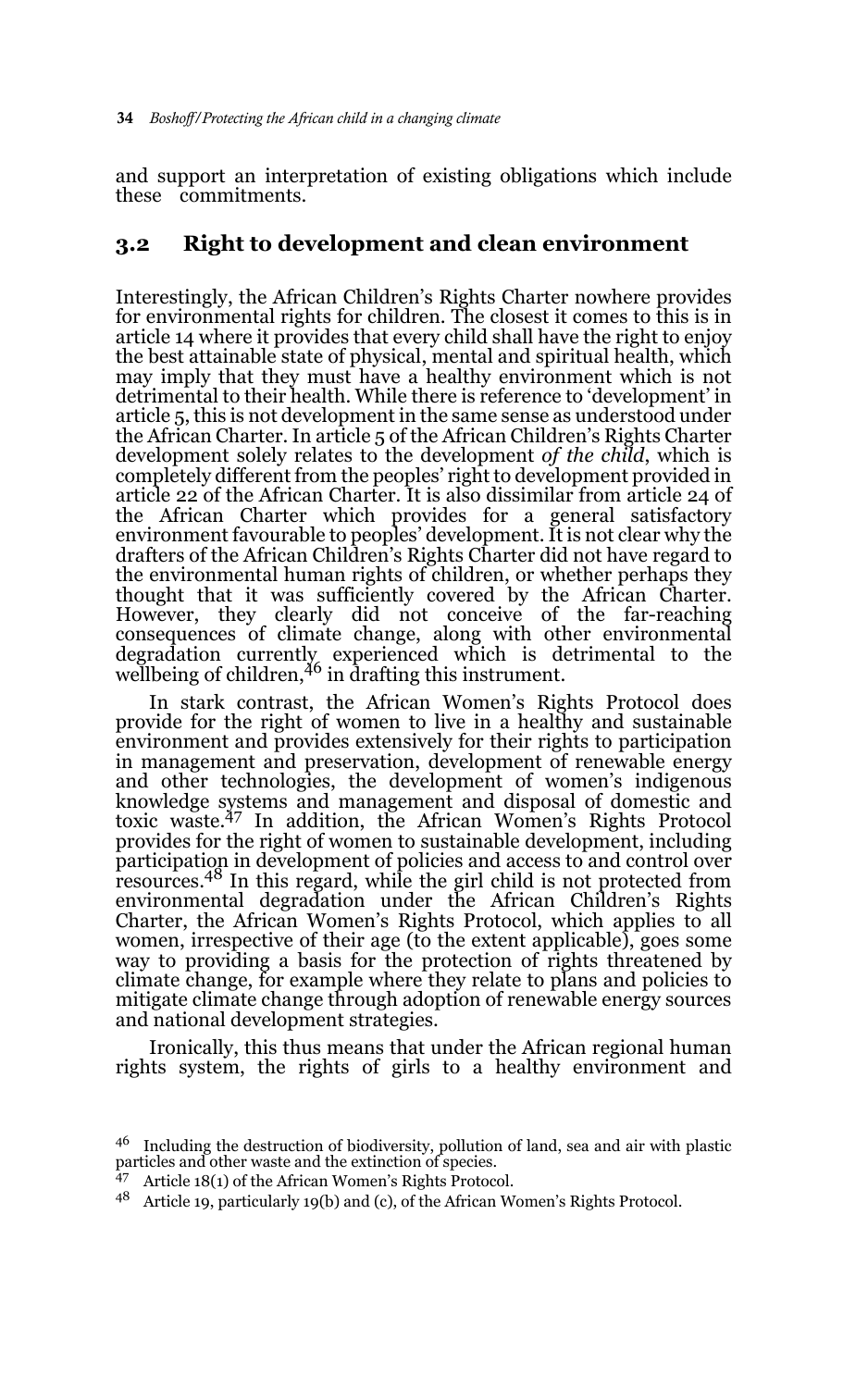and support an interpretation of existing obligations which include these commitments.

## 3.2 Right to development and clean environment

Interestingly, the African Children's Rights Charter nowhere provides for environmental rights for children. The closest it comes to this is in article 14 where it provides that every child shall have the right to enjoy the best attainable state of physical, mental and spiritual health, which may imply that they must have a healthy environment which is not detrimental to their health. While there is reference to 'development' in article 5, this is not development in the same sense as understood under the African Charter. In article 5 of the African Children's Rights Charter development solely relates to the development *of the child*, which is completely different from the peoples' right to development provided in article 22 of the African Charter. It is also dissimilar from article 24 of the African Charter which provides for a general satisfactory environment favourable to peoples' development. It is not clear why the drafters of the African Children's Rights Charter did not have regard to the environmental human rights of children, or whether perhaps they thought that it was sufficiently covered by the African Charter. However, they clearly did not conceive of the far-reaching consequences of climate change, along with other environmental degradation currently experienced which is detrimental to the wellbeing of children,[46] in drafting this instrument.

In stark contrast, the African Women's Rights Protocol does provide for the right of women to live in a healthy and sustainable environment and provides extensively for their rights to participation in management and preservation, development of renewable energy and other technologies, the development of women's indigenous knowledge systems and management and disposal of domestic and toxic waste.[47] In addition, the African Women's Rights Protocol provides for the right of women to sustainable development, including participation in development of policies and access to and control over resources.[48] In this regard, while the girl child is not protected from environmental degradation under the African Children's Rights Charter, the African Women's Rights Protocol, which applies to all women, irrespective of their age (to the extent applicable), goes some way to providing a basis for the protection of rights threatened by climate change, for example where they relate to plans and policies to mitigate climate change through adoption of renewable energy sources and national development strategies.

Ironically, this thus means that under the African regional human rights system, the rights of girls to a healthy environment and

---

[46] Including the destruction of biodiversity, pollution of land, sea and air with plastic particles and other waste and the extinction of species.

[47] Article 18(1) of the African Women's Rights Protocol.

[48] Article 19, particularly 19(b) and (c), of the African Women's Rights Protocol.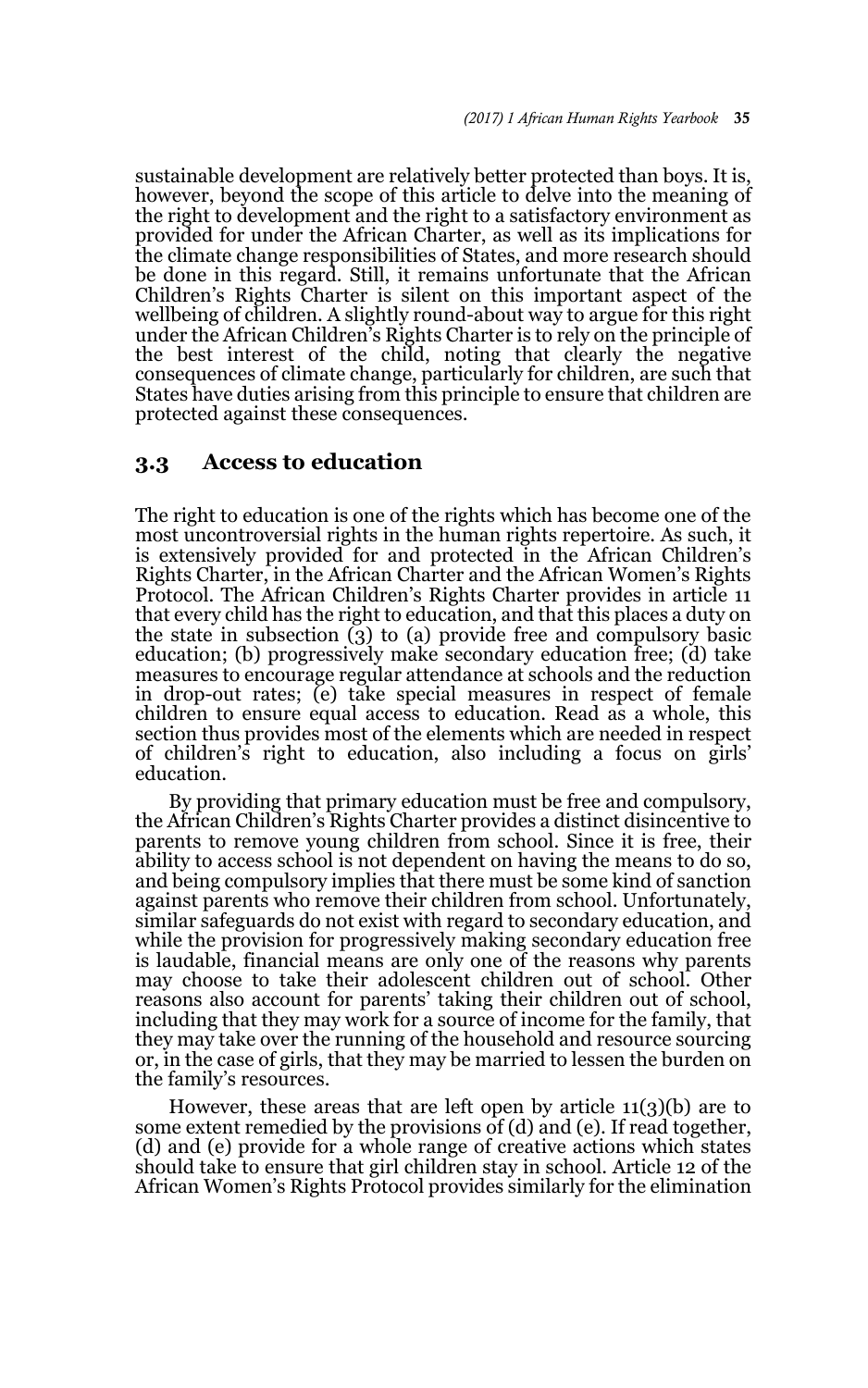sustainable development are relatively better protected than boys. It is, however, beyond the scope of this article to delve into the meaning of the right to development and the right to a satisfactory environment as provided for under the African Charter, as well as its implications for the climate change responsibilities of States, and more research should be done in this regard. Still, it remains unfortunate that the African Children's Rights Charter is silent on this important aspect of the wellbeing of children. A slightly round-about way to argue for this right under the African Children's Rights Charter is to rely on the principle of the best interest of the child, noting that clearly the negative consequences of climate change, particularly for children, are such that States have duties arising from this principle to ensure that children are protected against these consequences.

### 3.3 Access to education

The right to education is one of the rights which has become one of the most uncontroversial rights in the human rights repertoire. As such, it is extensively provided for and protected in the African Children's Rights Charter, in the African Charter and the African Women's Rights Protocol. The African Children's Rights Charter provides in article 11 that every child has the right to education, and that this places a duty on the state in subsection (3) to (a) provide free and compulsory basic education; (b) progressively make secondary education free; (d) take measures to encourage regular attendance at schools and the reduction in drop-out rates; (e) take special measures in respect of female children to ensure equal access to education. Read as a whole, this section thus provides most of the elements which are needed in respect of children's right to education, also including a focus on girls' education.

By providing that primary education must be free and compulsory, the African Children's Rights Charter provides a distinct disincentive to parents to remove young children from school. Since it is free, their ability to access school is not dependent on having the means to do so, and being compulsory implies that there must be some kind of sanction against parents who remove their children from school. Unfortunately, similar safeguards do not exist with regard to secondary education, and while the provision for progressively making secondary education free is laudable, financial means are only one of the reasons why parents may choose to take their adolescent children out of school. Other reasons also account for parents' taking their children out of school, including that they may work for a source of income for the family, that they may take over the running of the household and resource sourcing or, in the case of girls, that they may be married to lessen the burden on the family's resources.

However, these areas that are left open by article 11(3)(b) are to some extent remedied by the provisions of (d) and (e). If read together, (d) and (e) provide for a whole range of creative actions which states should take to ensure that girl children stay in school. Article 12 of the African Women's Rights Protocol provides similarly for the elimination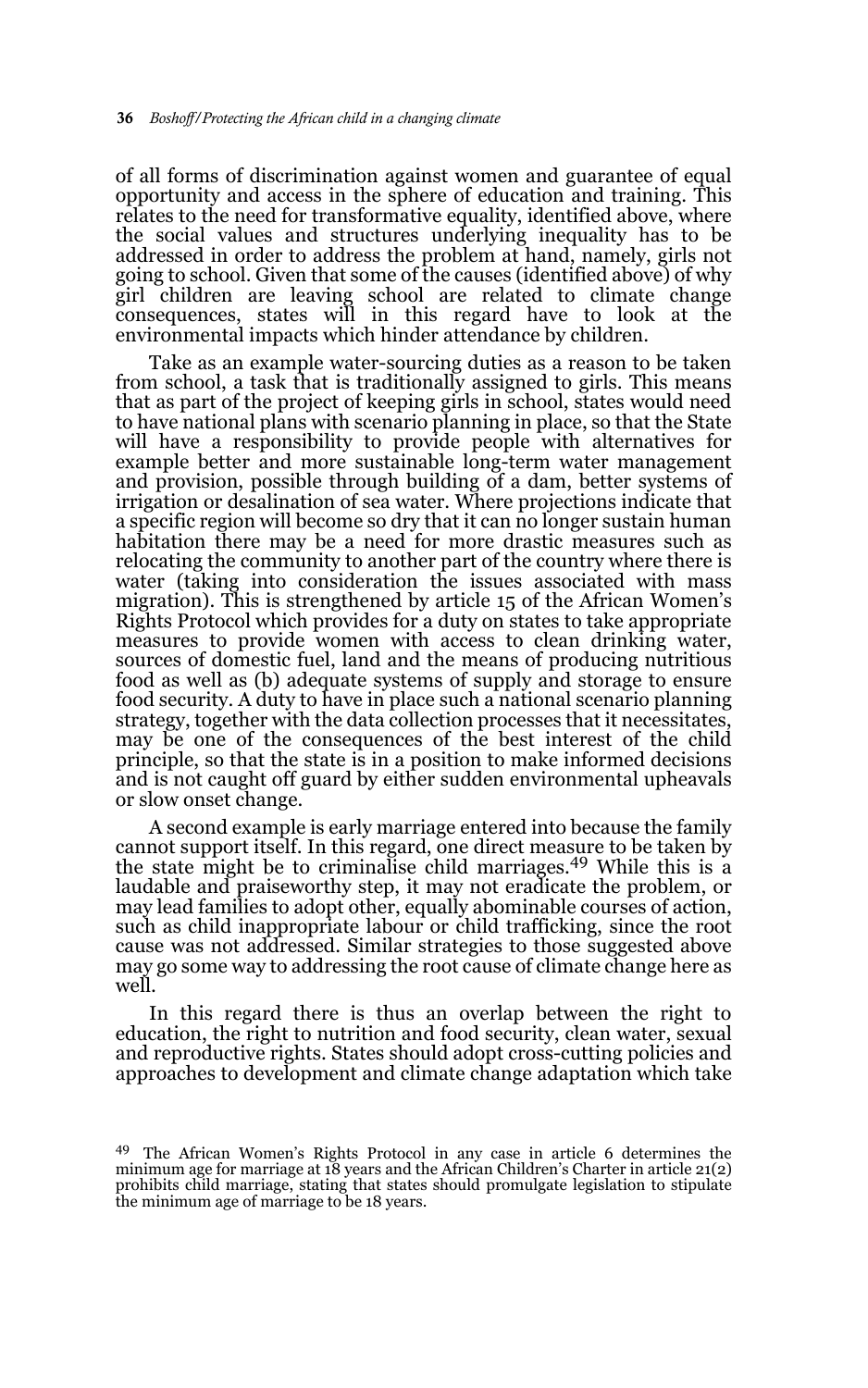of all forms of discrimination against women and guarantee of equal opportunity and access in the sphere of education and training. This relates to the need for transformative equality, identified above, where the social values and structures underlying inequality has to be addressed in order to address the problem at hand, namely, girls not going to school. Given that some of the causes (identified above) of why girl children are leaving school are related to climate change consequences, states will in this regard have to look at the environmental impacts which hinder attendance by children.

Take as an example water-sourcing duties as a reason to be taken from school, a task that is traditionally assigned to girls. This means that as part of the project of keeping girls in school, states would need to have national plans with scenario planning in place, so that the State will have a responsibility to provide people with alternatives for example better and more sustainable long-term water management and provision, possible through building of a dam, better systems of irrigation or desalination of sea water. Where projections indicate that a specific region will become so dry that it can no longer sustain human habitation there may be a need for more drastic measures such as relocating the community to another part of the country where there is water (taking into consideration the issues associated with mass migration). This is strengthened by article 15 of the African Women's Rights Protocol which provides for a duty on states to take appropriate measures to provide women with access to clean drinking water, sources of domestic fuel, land and the means of producing nutritious food as well as (b) adequate systems of supply and storage to ensure food security. A duty to have in place such a national scenario planning strategy, together with the data collection processes that it necessitates, may be one of the consequences of the best interest of the child principle, so that the state is in a position to make informed decisions and is not caught off guard by either sudden environmental upheavals or slow onset change.

A second example is early marriage entered into because the family cannot support itself. In this regard, one direct measure to be taken by the state might be to criminalise child marriages.[49] While this is a laudable and praiseworthy step, it may not eradicate the problem, or may lead families to adopt other, equally abominable courses of action, such as child inappropriate labour or child trafficking, since the root cause was not addressed. Similar strategies to those suggested above may go some way to addressing the root cause of climate change here as well.

In this regard there is thus an overlap between the right to education, the right to nutrition and food security, clean water, sexual and reproductive rights. States should adopt cross-cutting policies and approaches to development and climate change adaptation which take

---

[49] The African Women's Rights Protocol in any case in article 6 determines the minimum age for marriage at 18 years and the African Children's Charter in article 21(2) prohibits child marriage, stating that states should promulgate legislation to stipulate the minimum age of marriage to be 18 years.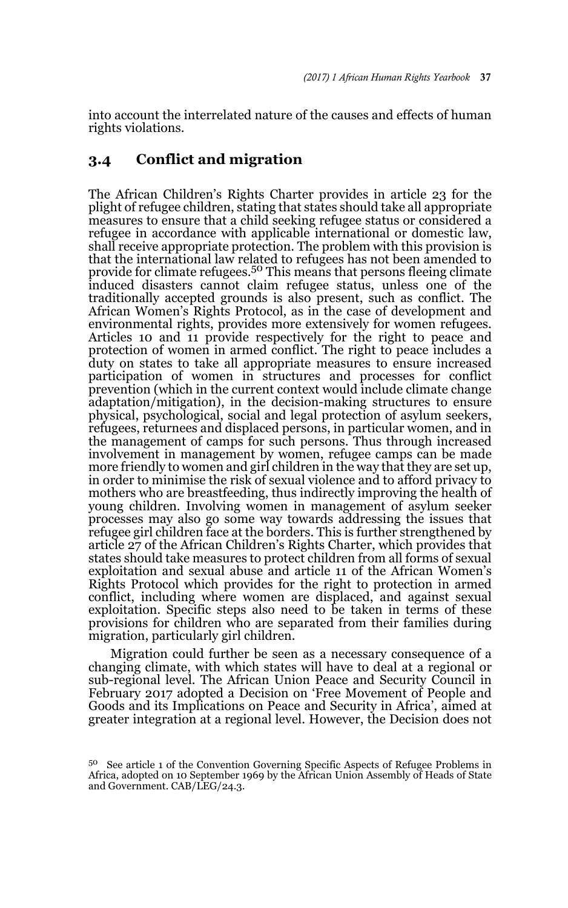into account the interrelated nature of the causes and effects of human rights violations.

## 3.4 Conflict and migration

The African Children's Rights Charter provides in article 23 for the plight of refugee children, stating that states should take all appropriate measures to ensure that a child seeking refugee status or considered a refugee in accordance with applicable international or domestic law, shall receive appropriate protection. The problem with this provision is that the international law related to refugees has not been amended to provide for climate refugees.[50] This means that persons fleeing climate induced disasters cannot claim refugee status, unless one of the traditionally accepted grounds is also present, such as conflict. The African Women's Rights Protocol, as in the case of development and environmental rights, provides more extensively for women refugees. Articles 10 and 11 provide respectively for the right to peace and protection of women in armed conflict. The right to peace includes a duty on states to take all appropriate measures to ensure increased participation of women in structures and processes for conflict prevention (which in the current context would include climate change adaptation/mitigation), in the decision-making structures to ensure physical, psychological, social and legal protection of asylum seekers, refugees, returnees and displaced persons, in particular women, and in the management of camps for such persons. Thus through increased involvement in management by women, refugee camps can be made more friendly to women and girl children in the way that they are set up, in order to minimise the risk of sexual violence and to afford privacy to mothers who are breastfeeding, thus indirectly improving the health of young children. Involving women in management of asylum seeker processes may also go some way towards addressing the issues that refugee girl children face at the borders. This is further strengthened by article 27 of the African Children's Rights Charter, which provides that states should take measures to protect children from all forms of sexual exploitation and sexual abuse and article 11 of the African Women's Rights Protocol which provides for the right to protection in armed conflict, including where women are displaced, and against sexual exploitation. Specific steps also need to be taken in terms of these provisions for children who are separated from their families during migration, particularly girl children.

Migration could further be seen as a necessary consequence of a changing climate, with which states will have to deal at a regional or sub-regional level. The African Union Peace and Security Council in February 2017 adopted a Decision on 'Free Movement of People and Goods and its Implications on Peace and Security in Africa', aimed at greater integration at a regional level. However, the Decision does not

[50] See article 1 of the Convention Governing Specific Aspects of Refugee Problems in Africa, adopted on 10 September 1969 by the African Union Assembly of Heads of State and Government. CAB/LEG/24.3.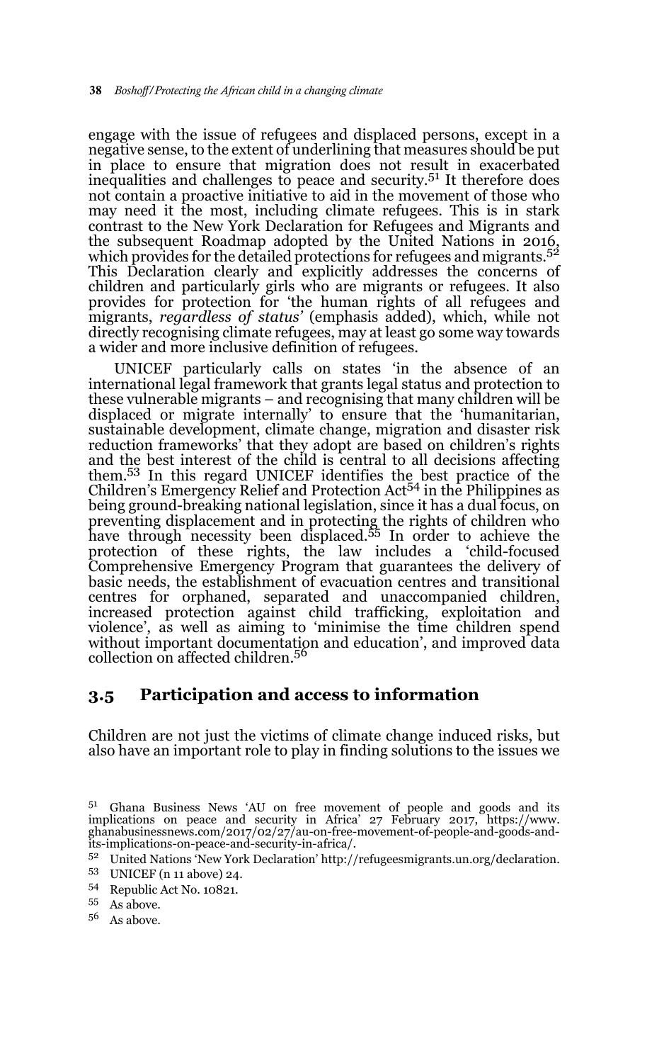engage with the issue of refugees and displaced persons, except in a negative sense, to the extent of underlining that measures should be put in place to ensure that migration does not result in exacerbated inequalities and challenges to peace and security.[51] It therefore does not contain a proactive initiative to aid in the movement of those who may need it the most, including climate refugees. This is in stark contrast to the New York Declaration for Refugees and Migrants and the subsequent Roadmap adopted by the United Nations in 2016, which provides for the detailed protections for refugees and migrants.[52] This Declaration clearly and explicitly addresses the concerns of children and particularly girls who are migrants or refugees. It also provides for protection for 'the human rights of all refugees and migrants, *regardless of status*' (emphasis added), which, while not directly recognising climate refugees, may at least go some way towards a wider and more inclusive definition of refugees.

UNICEF particularly calls on states 'in the absence of an international legal framework that grants legal status and protection to these vulnerable migrants – and recognising that many children will be displaced or migrate internally' to ensure that the 'humanitarian, sustainable development, climate change, migration and disaster risk reduction frameworks' that they adopt are based on children's rights and the best interest of the child is central to all decisions affecting them.[53] In this regard UNICEF identifies the best practice of the Children's Emergency Relief and Protection Act[54] in the Philippines as being ground-breaking national legislation, since it has a dual focus, on preventing displacement and in protecting the rights of children who have through necessity been displaced.[55] In order to achieve the protection of these rights, the law includes a 'child-focused Comprehensive Emergency Program that guarantees the delivery of basic needs, the establishment of evacuation centres and transitional centres for orphaned, separated and unaccompanied children, increased protection against child trafficking, exploitation and violence', as well as aiming to 'minimise the time children spend without important documentation and education', and improved data collection on affected children.[56]

## 3.5 Participation and access to information

Children are not just the victims of climate change induced risks, but also have an important role to play in finding solutions to the issues we

---

[51] Ghana Business News 'AU on free movement of people and goods and its implications on peace and security in Africa' 27 February 2017, https://www.ghanabusinessnews.com/2017/02/27/au-on-free-movement-of-people-and-goods-and-its-implications-on-peace-and-security-in-africa/.

[52] United Nations 'New York Declaration' http://refugeesmigrants.un.org/declaration.

[53] UNICEF (n 11 above) 24.

[54] Republic Act No. 10821.

[55] As above.

[56] As above.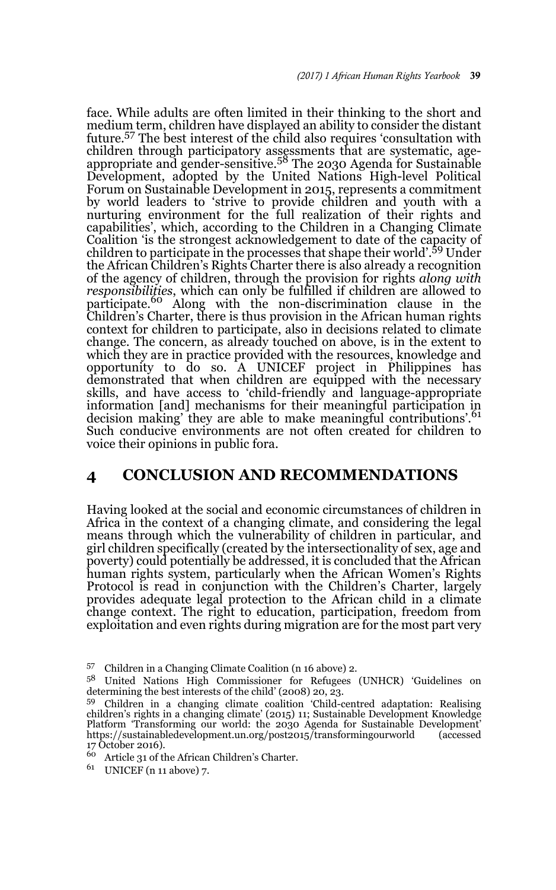face. While adults are often limited in their thinking to the short and medium term, children have displayed an ability to consider the distant future.[57] The best interest of the child also requires 'consultation with children through participatory assessments that are systematic, age-appropriate and gender-sensitive.[58] The 2030 Agenda for Sustainable Development, adopted by the United Nations High-level Political Forum on Sustainable Development in 2015, represents a commitment by world leaders to 'strive to provide children and youth with a nurturing environment for the full realization of their rights and capabilities', which, according to the Children in a Changing Climate Coalition 'is the strongest acknowledgement to date of the capacity of children to participate in the processes that shape their world'.[59] Under the African Children's Rights Charter there is also already a recognition of the agency of children, through the provision for rights *along with responsibilities*, which can only be fulfilled if children are allowed to participate.[60] Along with the non-discrimination clause in the Children's Charter, there is thus provision in the African human rights context for children to participate, also in decisions related to climate change. The concern, as already touched on above, is in the extent to which they are in practice provided with the resources, knowledge and opportunity to do so. A UNICEF project in Philippines has demonstrated that when children are equipped with the necessary skills, and have access to 'child-friendly and language-appropriate information [and] mechanisms for their meaningful participation in decision making' they are able to make meaningful contributions'.[61] Such conducive environments are not often created for children to voice their opinions in public fora.

## 4 CONCLUSION AND RECOMMENDATIONS

Having looked at the social and economic circumstances of children in Africa in the context of a changing climate, and considering the legal means through which the vulnerability of children in particular, and girl children specifically (created by the intersectionality of sex, age and poverty) could potentially be addressed, it is concluded that the African human rights system, particularly when the African Women's Rights Protocol is read in conjunction with the Children's Charter, largely provides adequate legal protection to the African child in a climate change context. The right to education, participation, freedom from exploitation and even rights during migration are for the most part very

---

[57] Children in a Changing Climate Coalition (n 16 above) 2.

[58] United Nations High Commissioner for Refugees (UNHCR) 'Guidelines on determining the best interests of the child' (2008) 20, 23.

[59] Children in a changing climate coalition 'Child-centred adaptation: Realising children's rights in a changing climate' (2015) 11; Sustainable Development Knowledge Platform 'Transforming our world: the 2030 Agenda for Sustainable Development' https://sustainabledevelopment.un.org/post2015/transformingourworld (accessed 17 October 2016).

[60] Article 31 of the African Children's Charter.

[61] UNICEF (n 11 above) 7.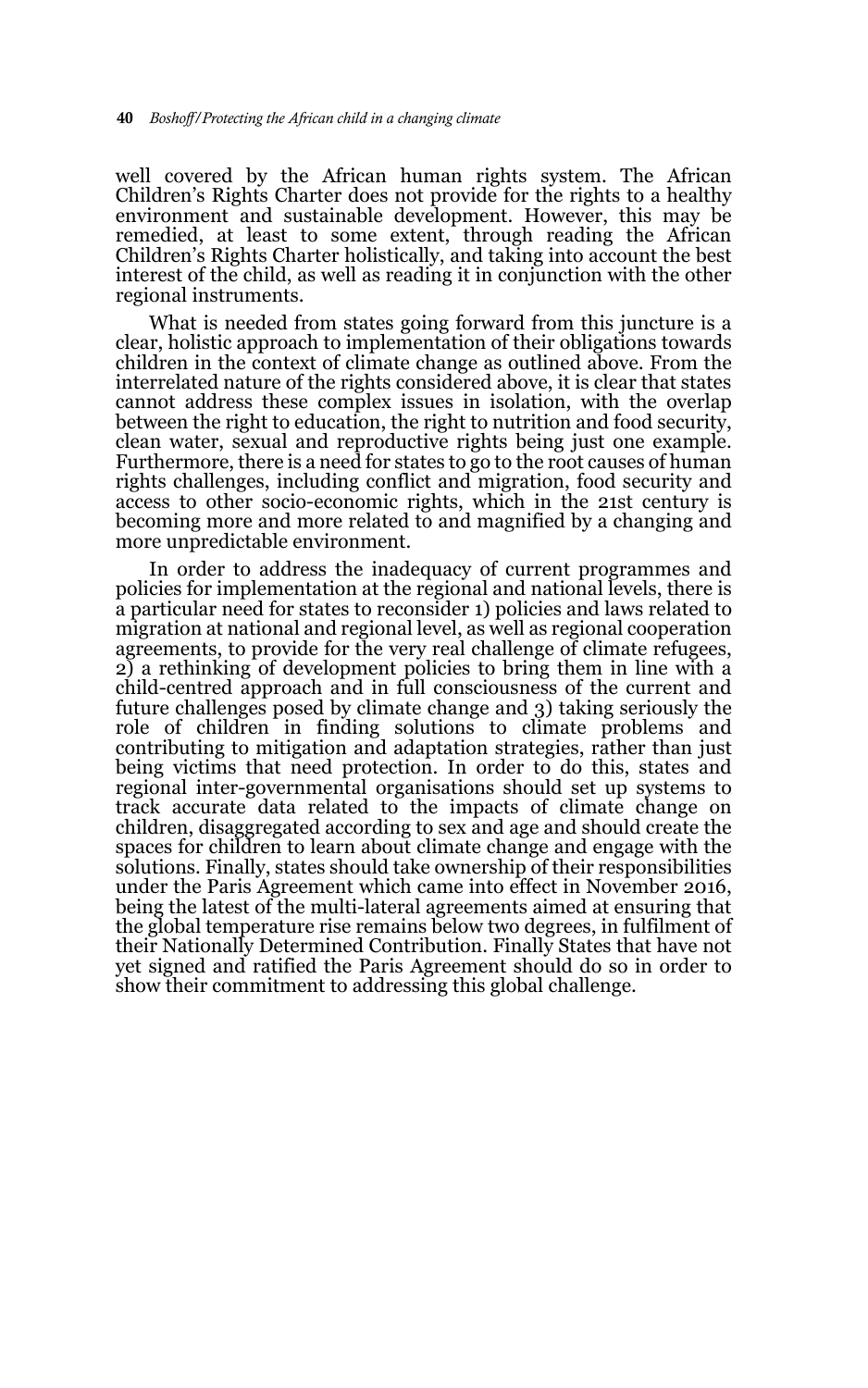well covered by the African human rights system. The African Children's Rights Charter does not provide for the rights to a healthy environment and sustainable development. However, this may be remedied, at least to some extent, through reading the African Children's Rights Charter holistically, and taking into account the best interest of the child, as well as reading it in conjunction with the other regional instruments.

What is needed from states going forward from this juncture is a clear, holistic approach to implementation of their obligations towards children in the context of climate change as outlined above. From the interrelated nature of the rights considered above, it is clear that states cannot address these complex issues in isolation, with the overlap between the right to education, the right to nutrition and food security, clean water, sexual and reproductive rights being just one example. Furthermore, there is a need for states to go to the root causes of human rights challenges, including conflict and migration, food security and access to other socio-economic rights, which in the 21st century is becoming more and more related to and magnified by a changing and more unpredictable environment.

In order to address the inadequacy of current programmes and policies for implementation at the regional and national levels, there is a particular need for states to reconsider 1) policies and laws related to migration at national and regional level, as well as regional cooperation agreements, to provide for the very real challenge of climate refugees, 2) a rethinking of development policies to bring them in line with a child-centred approach and in full consciousness of the current and future challenges posed by climate change and 3) taking seriously the role of children in finding solutions to climate problems and contributing to mitigation and adaptation strategies, rather than just being victims that need protection. In order to do this, states and regional inter-governmental organisations should set up systems to track accurate data related to the impacts of climate change on children, disaggregated according to sex and age and should create the spaces for children to learn about climate change and engage with the solutions. Finally, states should take ownership of their responsibilities under the Paris Agreement which came into effect in November 2016, being the latest of the multi-lateral agreements aimed at ensuring that the global temperature rise remains below two degrees, in fulfilment of their Nationally Determined Contribution. Finally States that have not yet signed and ratified the Paris Agreement should do so in order to show their commitment to addressing this global challenge.